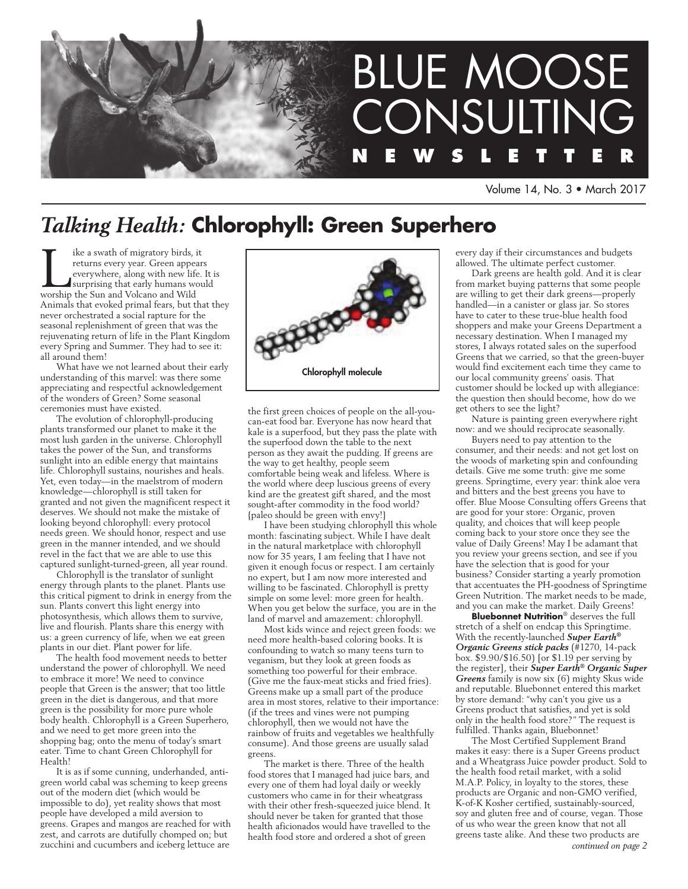# BLUE MOOSE CONSULTING NEWSLETTER

Volume 14, No. 3 • March 2017

## *Talking Health:* Chlorophyll: Green Superhero

Like a swath of migratory birds, it returns every year. Green appears everywhere, along with new life. It is surprising that early humans would worship the Sun and Volcano and Wild Animals that evoked primal fears, but that they never orchestrated a social rapture for the seasonal replenishment of green that was the rejuvenating return of life in the Plant Kingdom every Spring and Summer. They had to see it: all around them!

What have we not learned about their early understanding of this marvel: was there some appreciating and respectful acknowledgement of the wonders of Green? Some seasonal ceremonies must have existed.

The evolution of chlorophyll-producing plants transformed our planet to make it the most lush garden in the universe. Chlorophyll takes the power of the Sun, and transforms sunlight into an edible energy that maintains life. Chlorophyll sustains, nourishes and heals. Yet, even today—in the maelstrom of modern knowledge—chlorophyll is still taken for granted and not given the magnificent respect it deserves. We should not make the mistake of looking beyond chlorophyll: every protocol needs green. We should honor, respect and use green in the manner intended, and we should revel in the fact that we are able to use this captured sunlight-turned-green, all year round.

Chlorophyll is the translator of sunlight energy through plants to the planet. Plants use this critical pigment to drink in energy from the sun. Plants convert this light energy into photosynthesis, which allows them to survive, live and flourish. Plants share this energy with us: a green currency of life, when we eat green plants in our diet. Plant power for life.

The health food movement needs to better understand the power of chlorophyll. We need to embrace it more! We need to convince people that Green is the answer; that too little green in the diet is dangerous, and that more green is the possibility for more pure whole body health. Chlorophyll is a Green Superhero, and we need to get more green into the shopping bag; onto the menu of today's smart eater. Time to chant Green Chlorophyll for Health!

It is as if some cunning, underhanded, anti-green world cabal was scheming to keep greens out of the modern diet (which would be impossible to do), yet reality shows that most people have developed a mild aversion to greens. Grapes and mangos are reached for with zest, and carrots are dutifully chomped on; but zucchini and cucumbers and iceberg lettuce are the first green choices of people on the all-you-can-eat food bar. Everyone has now heard that kale is a superfood, but they pass the plate with the superfood down the table to the next person as they await the pudding. If greens are the way to get healthy, people seem comfortable being weak and lifeless. Where is the world where deep luscious greens of every kind are the greatest gift shared, and the most sought-after commodity in the food world? {paleo should be green with envy!}

Chlorophyll molecule

I have been studying chlorophyll this whole month: fascinating subject. While I have dealt in the natural marketplace with chlorophyll now for 35 years, I am feeling that I have not given it enough focus or respect. I am certainly no expert, but I am now more interested and willing to be fascinated. Chlorophyll is pretty simple on some level: more green for health. When you get below the surface, you are in the land of marvel and amazement: chlorophyll.

Most kids wince and reject green foods: we need more health-based coloring books. It is confounding to watch so many teens turn to veganism, but they look at green foods as something too powerful for their embrace. (Give me the faux-meat sticks and fried fries). Greens make up a small part of the produce area in most stores, relative to their importance: (if the trees and vines were not pumping chlorophyll, then we would not have the rainbow of fruits and vegetables we healthfully consume). And those greens are usually salad greens.

The market is there. Three of the health food stores that I managed had juice bars, and every one of them had loyal daily or weekly customers who came in for their wheatgrass with their other fresh-squeezed juice blend. It should never be taken for granted that those health aficionados would have travelled to the health food store and ordered a shot of green every day if their circumstances and budgets allowed. The ultimate perfect customer.

Dark greens are health gold. And it is clear from market buying patterns that some people are willing to get their dark greens—properly handled—in a canister or glass jar. So stores have to cater to these true-blue health food shoppers and make your Greens Department a necessary destination. When I managed my stores, I always rotated sales on the superfood Greens that we carried, so that the green-buyer would find excitement each time they came to our local community greens' oasis. That customer should be locked up with allegiance: the question then should become, how do we get others to see the light?

Nature is painting green everywhere right now: and we should reciprocate seasonally.

Buyers need to pay attention to the consumer, and their needs: and not get lost on the woods of marketing spin and confounding details. Give me some truth: give me some greens. Springtime, every year: think aloe vera and bitters and the best greens you have to offer. Blue Moose Consulting offers Greens that are good for your store: Organic, proven quality, and choices that will keep people coming back to your store once they see the value of Daily Greens! May I be adamant that you review your greens section, and see if you have the selection that is good for your business? Consider starting a yearly promotion that accentuates the PH-goodness of Springtime Green Nutrition. The market needs to be made, and you can make the market. Daily Greens!

**Bluebonnet Nutrition**® deserves the full stretch of a shelf on endcap this Springtime. With the recently-launched ***Super Earth® Organic Greens stick packs*** (#1270, 14-pack box. $9.90/$16.50) [or $1.19 per serving by the register], their ***Super Earth® Organic Super Greens*** family is now six (6) mighty Skus wide and reputable. Bluebonnet entered this market by store demand: "why can't you give us a Greens product that satisfies, and yet is sold only in the health food store?" The request is fulfilled. Thanks again, Bluebonnet!

The Most Certified Supplement Brand makes it easy: there is a Super Greens product and a Wheatgrass Juice powder product. Sold to the health food retail market, with a solid M.A.P. Policy, in loyalty to the stores, these products are Organic and non-GMO verified, K-of-K Kosher certified, sustainably-sourced, soy and gluten free and of course, vegan. Those of us who wear the green know that not all greens taste alike. And these two products are

*continued on page 2*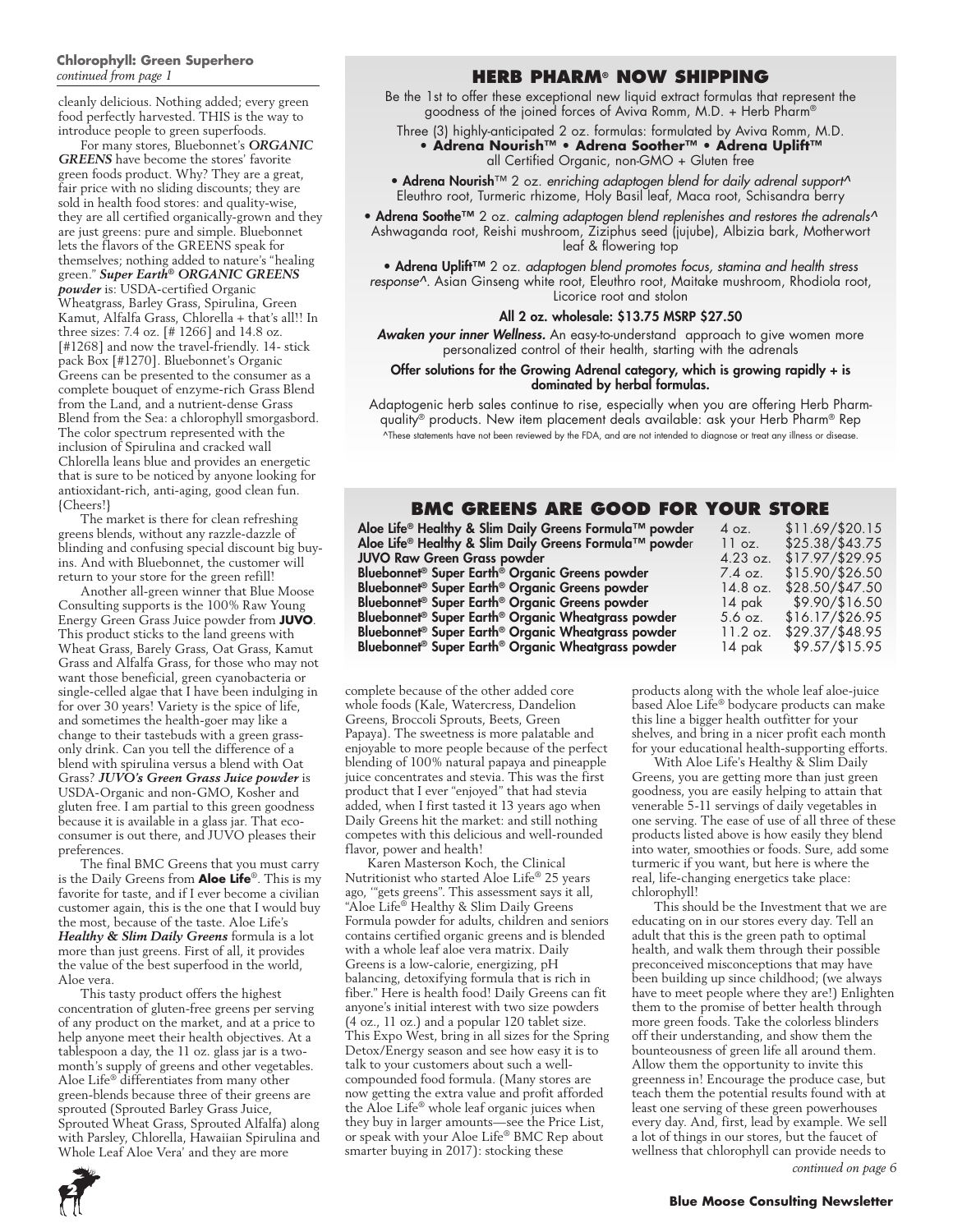**Chlorophyll: Green Superhero**
*continued from page 1*

cleanly delicious. Nothing added; every green food perfectly harvested. THIS is the way to introduce people to green superfoods.

For many stores, Bluebonnet's ***ORGANIC GREENS*** have become the stores' favorite green foods product. Why? They are a great, fair price with no sliding discounts; they are sold in health food stores: and quality-wise, they are all certified organically-grown and they are just greens: pure and simple. Bluebonnet lets the flavors of the GREENS speak for themselves; nothing added to nature's "healing green." ***Super Earth® ORGANIC GREENS powder*** is: USDA-certified Organic Wheatgrass, Barley Grass, Spirulina, Green Kamut, Alfalfa Grass, Chlorella + that's all!! In three sizes: 7.4 oz. [# 1266] and 14.8 oz. [#1268] and now the travel-friendly. 14- stick pack Box [#1270]. Bluebonnet's Organic Greens can be presented to the consumer as a complete bouquet of enzyme-rich Grass Blend from the Land, and a nutrient-dense Grass Blend from the Sea: a chlorophyll smorgasbord. The color spectrum represented with the inclusion of Spirulina and cracked wall Chlorella leans blue and provides an energetic that is sure to be noticed by anyone looking for antioxidant-rich, anti-aging, good clean fun. {Cheers!}

The market is there for clean refreshing greens blends, without any razzle-dazzle of blinding and confusing special discount big buy-ins. And with Bluebonnet, the customer will return to your store for the green refill!

Another all-green winner that Blue Moose Consulting supports is the 100% Raw Young Energy Green Grass Juice powder from **JUVO**. This product sticks to the land greens with Wheat Grass, Barely Grass, Oat Grass, Kamut Grass and Alfalfa Grass, for those who may not want those beneficial, green cyanobacteria or single-celled algae that I have been indulging in for over 30 years! Variety is the spice of life, and sometimes the health-goer may like a change to their tastebuds with a green grass-only drink. Can you tell the difference of a blend with spirulina versus a blend with Oat Grass? ***JUVO's Green Grass Juice powder*** is USDA-Organic and non-GMO, Kosher and gluten free. I am partial to this green goodness because it is available in a glass jar. That eco-consumer is out there, and JUVO pleases their preferences.

The final BMC Greens that you must carry is the Daily Greens from **Aloe Life®**. This is my favorite for taste, and if I ever become a civilian customer again, this is the one that I would buy the most, because of the taste. Aloe Life's ***Healthy & Slim Daily Greens*** formula is a lot more than just greens. First of all, it provides the value of the best superfood in the world, Aloe vera.

This tasty product offers the highest concentration of gluten-free greens per serving of any product on the market, and at a price to help anyone meet their health objectives. At a tablespoon a day, the 11 oz. glass jar is a two-month's supply of greens and other vegetables. Aloe Life® differentiates from many other green-blends because three of their greens are sprouted (Sprouted Barley Grass Juice, Sprouted Wheat Grass, Sprouted Alfalfa) along with Parsley, Chlorella, Hawaiian Spirulina and Whole Leaf Aloe Vera' and they are more complete because of the other added core whole foods (Kale, Watercress, Dandelion Greens, Broccoli Sprouts, Beets, Green Papaya). The sweetness is more palatable and enjoyable to more people because of the perfect blending of 100% natural papaya and pineapple juice concentrates and stevia. This was the first product that I ever "enjoyed" that had stevia added, when I first tasted it 13 years ago when Daily Greens hit the market: and still nothing competes with this delicious and well-rounded flavor, power and health!

Karen Masterson Koch, the Clinical Nutritionist who started Aloe Life® 25 years ago, '"gets greens". This assessment says it all, "Aloe Life® Healthy & Slim Daily Greens Formula powder for adults, children and seniors contains certified organic greens and is blended with a whole leaf aloe vera matrix. Daily Greens is a low-calorie, energizing, pH balancing, detoxifying formula that is rich in fiber." Here is health food! Daily Greens can fit anyone's initial interest with two size powders (4 oz., 11 oz.) and a popular 120 tablet size. This Expo West, bring in all sizes for the Spring Detox/Energy season and see how easy it is to talk to your customers about such a well-compounded food formula. (Many stores are now getting the extra value and profit afforded the Aloe Life® whole leaf organic juices when they buy in larger amounts—see the Price List, or speak with your Aloe Life® BMC Rep about smarter buying in 2017): stocking these products along with the whole leaf aloe-juice based Aloe Life® bodycare products can make this line a bigger health outfitter for your shelves, and bring in a nicer profit each month for your educational health-supporting efforts.

With Aloe Life's Healthy & Slim Daily Greens, you are getting more than just green goodness, you are easily helping to attain that venerable 5-11 servings of daily vegetables in one serving. The ease of use of all three of these products listed above is how easily they blend into water, smoothies or foods. Sure, add some turmeric if you want, but here is where the real, life-changing energetics take place: chlorophyll!

This should be the Investment that we are educating on in our stores every day. Tell an adult that this is the green path to optimal health, and walk them through their possible preconceived misconceptions that may have been building up since childhood; (we always have to meet people where they are!) Enlighten them to the promise of better health through more green foods. Take the colorless blinders off their understanding, and show them the bounteousness of green life all around them. Allow them the opportunity to invite this greenness in! Encourage the produce case, but teach them the potential results found with at least one serving of these green powerhouses every day. And, first, lead by example. We sell a lot of things in our stores, but the faucet of wellness that chlorophyll can provide needs to

*continued on page 6*

## HERB PHARM® NOW SHIPPING

Be the 1st to offer these exceptional new liquid extract formulas that represent the goodness of the joined forces of Aviva Romm, M.D. + Herb Pharm®

Three (3) highly-anticipated 2 oz. formulas: formulated by Aviva Romm, M.D.
**• Adrena Nourish™ • Adrena Soother™ • Adrena Uplift™**
all Certified Organic, non-GMO + Gluten free

• **Adrena Nourish**™ 2 oz. *enriching adaptogen blend for daily adrenal support^*
Eleuthro root, Turmeric rhizome, Holy Basil leaf, Maca root, Schisandra berry

• **Adrena Soothe™** 2 oz. *calming adaptogen blend replenishes and restores the adrenals^*
Ashwaganda root, Reishi mushroom, Ziziphus seed (jujube), Albizia bark, Motherwort leaf & flowering top

• **Adrena Uplift™** 2 oz. *adaptogen blend promotes focus, stamina and health stress response^*. Asian Ginseng white root, Eleuthro root, Maitake mushroom, Rhodiola root, Licorice root and stolon

**All 2 oz. wholesale: $13.75 MSRP $27.50**

***Awaken your inner Wellness.*** An easy-to-understand approach to give women more personalized control of their health, starting with the adrenals

**Offer solutions for the Growing Adrenal category, which is growing rapidly + is dominated by herbal formulas.**

Adaptogenic herb sales continue to rise, especially when you are offering Herb Pharm-quality® products. New item placement deals available: ask your Herb Pharm® Rep

^These statements have not been reviewed by the FDA, and are not intended to diagnose or treat any illness or disease.

## BMC GREENS ARE GOOD FOR YOUR STORE

| Product | Size | Price |
|---|---|---|
| **Aloe Life® Healthy & Slim Daily Greens Formula™ powder** | 4 oz. | $11.69/$20.15 |
| **Aloe Life® Healthy & Slim Daily Greens Formula™ powder** | 11 oz. | $25.38/$43.75 |
| **JUVO Raw Green Grass powder** | 4.23 oz. | $17.97/$29.95 |
| **Bluebonnet® Super Earth® Organic Greens powder** | 7.4 oz. | $15.90/$26.50 |
| **Bluebonnet® Super Earth® Organic Greens powder** | 14.8 oz. | $28.50/$47.50 |
| **Bluebonnet® Super Earth® Organic Greens powder** | 14 pak | $9.90/$16.50 |
| **Bluebonnet® Super Earth® Organic Wheatgrass powder** | 5.6 oz. | $16.17/$26.95 |
| **Bluebonnet® Super Earth® Organic Wheatgrass powder** | 11.2 oz. | $29.37/$48.95 |
| **Bluebonnet® Super Earth® Organic Wheatgrass powder** | 14 pak | $9.57/$15.95 |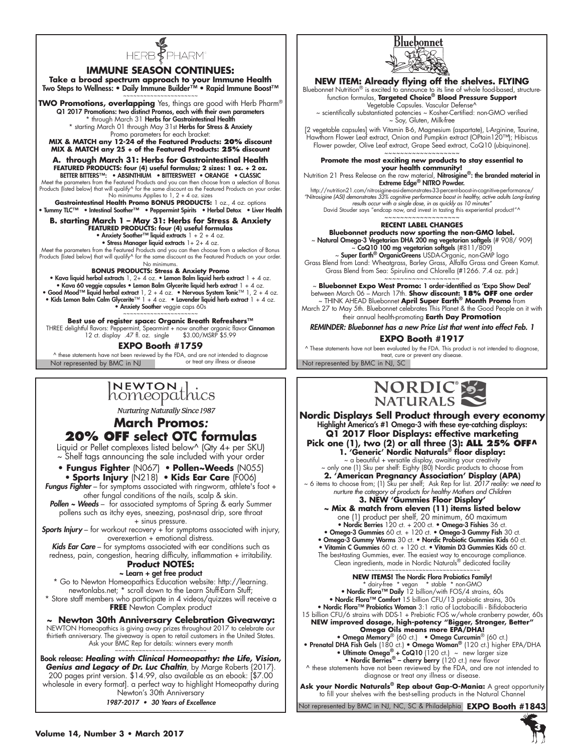# HERB PHARM

## IMMUNE SEASON CONTINUES:

**Take a broad spectrum approach to your Immune Health**
Two Steps to Wellness: • Daily Immune Builder™ • Rapid Immune Boost™

~~~~~~~~~~~~~~~~~~~~~~

**TWO Promotions, overlapping** Yes, things are good with Herb Pharm®
**Q1 2017 Promotions: two distinct Promos, each with their own parameters**
* through March 31 **Herbs for Gastrointestinal Health**
* starting March 01 through May 31st **Herbs for Stress & Anxiety**
Promo parameters for each bracket:
**MIX & MATCH any 12-24 of the Featured Products: 20% discount**
**MIX & MATCH any 25 + of the Featured Products: 25% discount**

**A. through March 31: Herbs for Gastrointestinal Health**
**FEATURED PRODUCTS: four (4) useful formulas; 2 sizes: 1 oz. + 2 oz.**
**BETTER BITTERS™: • ABSINTHIUM • BITTERSWEET • ORANGE • CLASSIC**
Meet the parameters from the Featured Products and you can then choose from a selection of Bonus Products (listed below) that will qualify^ for the same discount as the Featured Products on your order. No minimums Applies to 1, 2 + 4 oz. sizes
**Gastrointestinal Health Promo BONUS PRODUCTS:** 1 oz., 4 oz. options
• Tummy TLC™ • Intestinal Soother™ • Peppermint Spirits • Herbal Detox • Liver Health

**B. starting March 1 – May 31: Herbs for Stress & Anxiety**
**FEATURED PRODUCTS: four (4) useful formulas**
• **Anxiety Soother™ liquid extracts** 1 + 2 + 4 oz.
• **Stress Manager liquid extracts** 1+ 2+ 4 oz.
Meet the parameters from the Featured Products and you can then choose from a selection of Bonus Products (listed below) that will qualify^ for the same discount as the Featured Products on your order. No minimums.
**BONUS PRODUCTS: Stress & Anxiety Promo**
• **Kava liquid herbal extracts** 1, 2+ 4 oz. • **Lemon Balm liquid herb extract** 1 + 4 oz.
• **Kava 60 veggie capsules** • **Lemon Balm Glycerite liquid herb extract** 1 + 4 oz.
• **Good Mood™ liquid herbal extract** 1, 2 + 4 oz. • **Nervous System Tonic™** 1, 2 + 4 oz.
• **Kids Lemon Balm Calm Glycerite™** 1 + 4 oz. • **Lavender liquid herb extract** 1 + 4 oz.
• **Anxiety Soother** veggie caps 60s

~~~~~~~~~~~~~~~~~~~~~~

**Best use of register space: Organic Breath Refreshers™**
THREE delightful flavors: Peppermint, Spearmint + now another organic flavor **Cinnamon**
12 ct. display .47 fl. oz. single $3.00/MSRP $5.99

**EXPO Booth #1759**

^ these statements have not been reviewed by the FDA, and are not intended to diagnose or treat any illness or disease

Not represented by BMC in NJ

# Bluebonnet

## NEW ITEM: Already flying off the shelves. FLYING

Bluebonnet Nutrition® is excited to announce to its line of whole food-based, structure-function formulas, **Targeted Choice® Blood Pressure Support** Vegetable Capsules. Vascular Defense^
~ scientifically substantiated potencies ~ Kosher-Certified: non-GMO verified
~ Soy, Gluten, Milk-free

[2 vegetable capsules] with Vitamin B-6, Magnesium (aspartate), L-Arginine, Taurine, Hawthorn Flower Leaf extract, Onion and Pumpkin extract (OPtain120™); Hibiscus Flower powder, Olive Leaf extract, Grape Seed extract, CoQ10 (ubiquinone).

~~~~~~~~~~~~~~~~~~~~

**Promote the most exciting new products to stay essential to your health community!**
Nutrition 21 Press Release on the raw material, **Nitrosigine®: the branded material in Extreme Edge® NITRO Powder.**
http://nutrition21.com/nitrosigine-asi-demonstrates-33-percent-boost-in-cognitive-performance/
*"Nitrosigine (ASI) demonstrates 33% cognitive performance boost in healthy, active adults Long-lasting results occur with a single dose, in as quickly as 10 minutes"*
David Stouder says "endcap now, and invest in tasting this experiential product!"^

~~~~~~~~~~~~~~~~~~~~

**RECENT LABEL CHANGES**
**Bluebonnet products now sporting the non-GMO label.**
~ **Natural Omega-3 Vegetarian DHA 200 mg vegetarian softgels** (# 908/ 909)
~ **CoQ10 100 mg vegetarian softgels** (#811/809)
~ **Super Earth® OrganicGreens** USDA-Organic, non-GMP logo
Grass Blend from Land: Wheatgrass, Barley Grass, Alfalfa Grass and Green Kamut. Grass Blend from Sea: Spirulina and Chlorella (#1266. 7.4 oz. pdr.)

~~~~~~~~~~~~~~~~~~~~

~ **Bluebonnet Expo West Promo:** 1 order-identified as 'Expo Show Deal' between March 06 – March 17th. **Show discount: 18% OFF one order**
~ THINK AHEAD Bluebonnet **April Super Earth® Month Promo** from March 27 to May 5th. Bluebonnet celebrates This Planet & the Good People on it with their annual health-promoting **Earth Day Promotion**

*REMINDER: Bluebonnet has a new Price List that went into effect Feb. 1*

**EXPO Booth #1917**

^ These statements have not been evaluated by the FDA. This product is not intended to diagnose, treat, cure or prevent any disease.

Not represented by BMC in NJ, SC

# NEWTON homeopathics

*Nurturing Naturally Since 1987*

## March Promos:
## 20% OFF select OTC formulas

Liquid or Pellet complexes listed below^ (Qty 4+ per SKU)
~ Shelf tags announcing the sale included with your order

• **Fungus Fighter** (N067) • **Pollen~Weeds** (N055)
• **Sports Injury** (N218) • **Kids Ear Care** (F006)

***Fungus Fighter*** – for symptoms associated with ringworm, athlete's foot + other fungal conditions of the nails, scalp & skin.
***Pollen ~ Weeds*** – for associated symptoms of Spring & early Summer pollens such as itchy eyes, sneezing, post-nasal drip, sore throat + sinus pressure.
***Sports Injury*** – for workout recovery + for symptoms associated with injury, overexertion + emotional distress.
***Kids Ear Care*** – for symptoms associated with ear conditions such as redness, pain, congestion, hearing difficulty, inflammation + irritability.

**Product NOTES:**
**~ Learn + get free product**
* Go to Newton Homeopathics Education website: http://learning.newtonlabs.net; * scroll down to the Learn Stuff-Earn Stuff;
* Store staff members who participate in 4 videos/quizzes will receive a **FREE** Newton Complex product

**~ Newton 30th Anniversary Celebration Giveaway:**
NEWTON Homeopathics is giving away prizes throughout 2017 to celebrate our thirtieth anniversary. The giveaway is open to retail customers in the United States. Ask your BMC Rep for details: winners every month

~~~~~~~~~~~~~~~~~~~~~~~~~~

Book release: ***Healing with Clinical Homeopathy: the Life, Vision, Genius and Legacy of Dr. Luc Chaltin***, by Marge Roberts {2017}. 200 pages print version. $14.99, also available as an ebook: [$7.00 wholesale in every format]. a perfect way to highlight Homeopathy during Newton's 30th Anniversary

*1987-2017 • 30 Years of Excellence*

# NORDIC® NATURALS

## Nordic Displays Sell Product through every economy

Highlight America's #1 Omega-3 with these eye-catching displays:
**Q1 2017 Floor Displays: effective marketing**
**Pick one (1), two (2) or all three (3): ALL 25% OFF^**

**1. 'Generic' Nordic Naturals® floor display:**
~ a beautiful + versatile display, awaiting your creativity
~ only one (1) Sku per shelf: Eighty (80) Nordic products to choose from

**2. 'American Pregnancy Association' Display (APA)**
~ 6 items to choose from; (1) Sku per shelf; Ask Rep for list. *2017 reality: we need to nurture the category of products for healthy Mothers and Children*

**3. NEW 'Gummies Floor Display'**
**~ Mix & match from eleven (11) items listed below**
one (1) product per shelf, 20 minimum, 60 maximum
• **Nordic Berries** 120 ct. + 200 ct. • **Omega-3 Fishies** 36 ct.
• **Omega-3 Gummies** 60 ct. + 120 ct. • **Omega-3 Gummy Fish** 30 ct.
• **Omega-3 Gummy Worms** 30 ct. • **Nordic Probiotic Gummies Kids** 60 ct.
• **Vitamin C Gummies** 60 ct. + 120 ct. • **Vitamin D3 Gummies Kids** 60 ct.
The best-tasting Gummies, ever. The easiest way to encourage compliance. Clean ingredients, made in Nordic Naturals® dedicated facility

~~~~~~~~~~~~~~~~~~~~~~~~~~~~~~~~

**NEW ITEMS! The Nordic Flora Probiotics Family!**
* dairy-free * vegan * stable * non-GMO
• **Nordic Flora™ Daily** 12 billion/with FOS/4 strains, 60s
• **Nordic Flora™ Comfort** 15 billion CFU/13 probiotic strains, 30s
• **Nordic Flora™ Probiotics Woman** 3:1 ratio of Lactobacilli - Bifidobacteria 15 billion CFU/6 strains with DDS-1 + Prebiotic FOS w/whole cranberry powder, 60s

**NEW improved dosage, high-potency "Bigger, Stronger, Better"**
**Omega Oils means more EPA/DHA!**
• **Omega Memory®** (60 ct.) • **Omega Curcumin®** (60 ct.)
• **Prenatal DHA Fish Gels** (180 ct.) • **Omega Woman®** (120 ct.) higher EPA/DHA
• **Ultimate Omega® + CoQ10** (120 ct.) ~ new larger size
• **Nordic Berries® – cherry berry** (120 ct.) new flavor

^ these statements have not been reviewed by the FDA, and are not intended to diagnose or treat any illness or disease.

**Ask your Nordic Naturals® Rep about Gap-O-Mania:** A great opportunity to fill your shelves with the best-selling products in the Natural Channel

Not represented by BMC in NJ, NC, SC & Philadelphia **EXPO Booth #1843**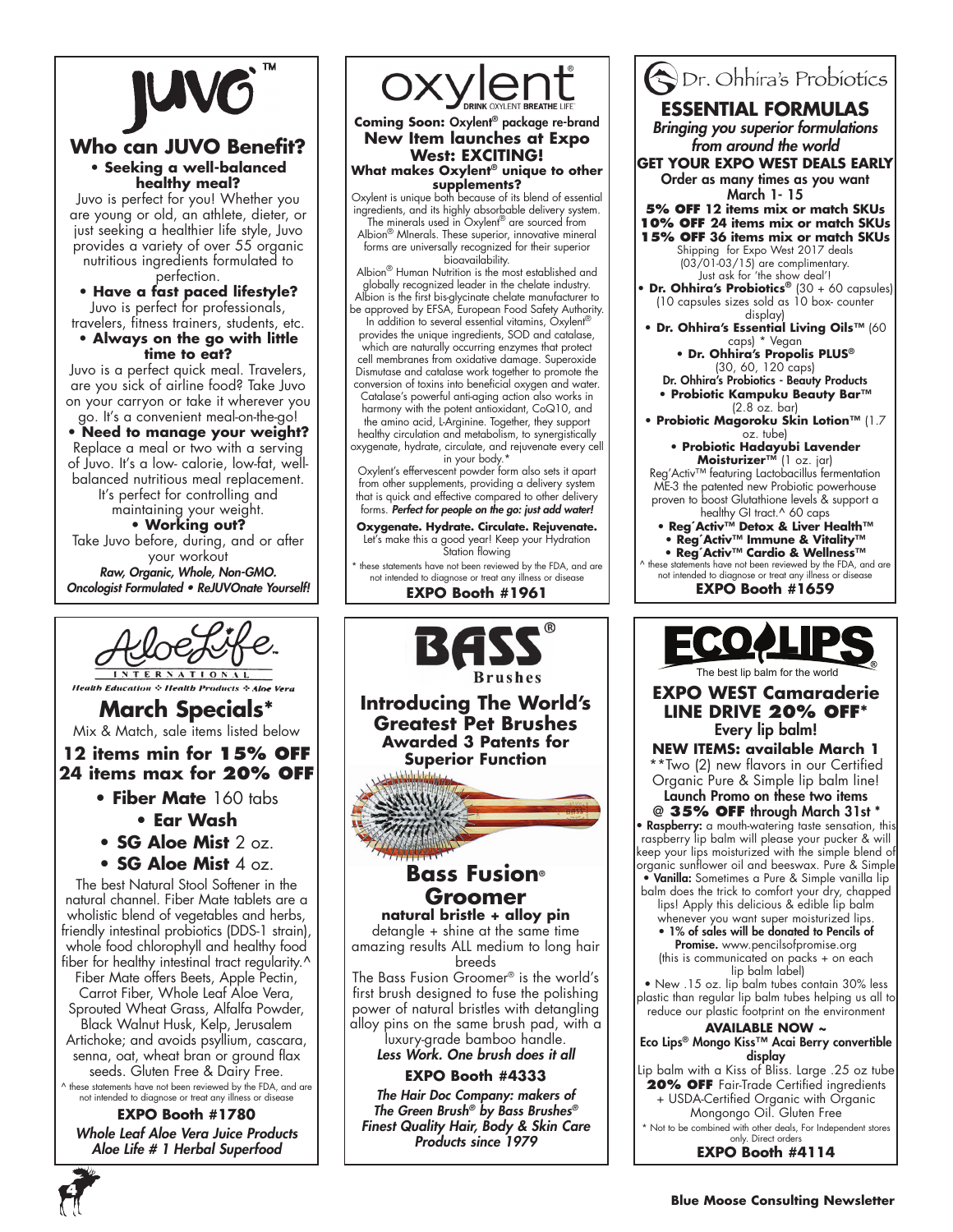# JUVO™

## Who can JUVO Benefit?

**• Seeking a well-balanced healthy meal?**

Juvo is perfect for you! Whether you are young or old, an athlete, dieter, or just seeking a healthier life style, Juvo provides a variety of over 55 organic nutritious ingredients formulated to perfection.

**• Have a fast paced lifestyle?**

Juvo is perfect for professionals, travelers, fitness trainers, students, etc.

**• Always on the go with little time to eat?**

Juvo is a perfect quick meal. Travelers, are you sick of airline food? Take Juvo on your carryon or take it wherever you go. It's a convenient meal-on-the-go!

**• Need to manage your weight?**

Replace a meal or two with a serving of Juvo. It's a low- calorie, low-fat, well-balanced nutritious meal replacement. It's perfect for controlling and maintaining your weight.

**• Working out?**

Take Juvo before, during, and or after your workout

***Raw, Organic, Whole, Non-GMO. Oncologist Formulated • ReJUVOnate Yourself!***

# oxylent®

DRINK OXYLENT BREATHE LIFE

**Coming Soon: Oxylent® package re-brand**

## New Item launches at Expo West: EXCITING!

**What makes Oxylent® unique to other supplements?**

Oxylent is unique both because of its blend of essential ingredients, and its highly absorbable delivery system. The minerals used in Oxylent® are sourced from Albion® MInerals. These superior, innovative mineral forms are universally recognized for their superior bioavailability.

Albion® Human Nutrition is the most established and globally recognized leader in the chelate industry. Albion is the first bis-glycinate chelate manufacturer to be approved by EFSA, European Food Safety Authority. In addition to several essential vitamins, Oxylent® provides the unique ingredients, SOD and catalase, which are naturally occurring enzymes that protect cell membranes from oxidative damage. Superoxide Dismutase and catalase work together to promote the conversion of toxins into beneficial oxygen and water. Catalase's powerful anti-aging action also works in harmony with the potent antioxidant, CoQ10, and the amino acid, L-Arginine. Together, they support healthy circulation and metabolism, to synergistically oxygenate, hydrate, circulate, and rejuvenate every cell in your body.*

Oxylent's effervescent powder form also sets it apart from other supplements, providing a delivery system that is quick and effective compared to other delivery forms. ***Perfect for people on the go: just add water!***

**Oxygenate. Hydrate. Circulate. Rejuvenate.**

Let's make this a good year! Keep your Hydration Station flowing

* these statements have not been reviewed by the FDA, and are not intended to diagnose or treat any illness or disease

**EXPO Booth #1961**

# Dr. Ohhira's Probiotics

## ESSENTIAL FORMULAS

*Bringing you superior formulations from around the world*

**GET YOUR EXPO WEST DEALS EARLY**

Order as many times as you want March 1- 15

**5% OFF 12 items mix or match SKUs**
**10% OFF 24 items mix or match SKUs**
**15% OFF 36 items mix or match SKUs**

Shipping for Expo West 2017 deals (03/01-03/15) are complimentary. Just ask for 'the show deal'!

- **Dr. Ohhira's Probiotics®** (30 + 60 capsules) (10 capsules sizes sold as 10 box- counter display)
- **Dr. Ohhira's Essential Living Oils™** (60 caps) * Vegan
- **Dr. Ohhira's Propolis PLUS®** (30, 60, 120 caps)

Dr. Ohhira's Probiotics - Beauty Products

- **Probiotic Kampuku Beauty Bar™** (2.8 oz. bar)
- **Probiotic Magoroku Skin Lotion™** (1.7 oz. tube)
- **Probiotic Hadayubi Lavender Moisturizer™** (1 oz. jar)

Reg'Activ™ featuring Lactobacillus fermentation ME-3 the patented new Probiotic powerhouse proven to boost Glutathione levels & support a healthy GI tract.^ 60 caps

- **Reg´Activ™ Detox & Liver Health™**
- **Reg´Activ™ Immune & Vitality™**
- **Reg´Activ™ Cardio & Wellness™**

^ these statements have not been reviewed by the FDA, and are not intended to diagnose or treat any illness or disease

**EXPO Booth #1659**

# AloeLife™ INTERNATIONAL

*Health Education ❖ Health Products ❖ Aloe Vera*

## March Specials*

Mix & Match, sale items listed below

**12 items min for 15% OFF**
**24 items max for 20% OFF**

- **Fiber Mate** 160 tabs
- **Ear Wash**
- **SG Aloe Mist** 2 oz.
- **SG Aloe Mist** 4 oz.

The best Natural Stool Softener in the natural channel. Fiber Mate tablets are a wholistic blend of vegetables and herbs, friendly intestinal probiotics (DDS-1 strain), whole food chlorophyll and healthy food fiber for healthy intestinal tract regularity.^ Fiber Mate offers Beets, Apple Pectin, Carrot Fiber, Whole Leaf Aloe Vera, Sprouted Wheat Grass, Alfalfa Powder, Black Walnut Husk, Kelp, Jerusalem Artichoke; and avoids psyllium, cascara, senna, oat, wheat bran or ground flax seeds. Gluten Free & Dairy Free.

^ these statements have not been reviewed by the FDA, and are not intended to diagnose or treat any illness or disease

**EXPO Booth #1780**

***Whole Leaf Aloe Vera Juice Products***
***Aloe Life # 1 Herbal Superfood***

# BASS® Brushes

## Introducing The World's Greatest Pet Brushes

**Awarded 3 Patents for Superior Function**

## Bass Fusion® Groomer

**natural bristle + alloy pin**

detangle + shine at the same time amazing results ALL medium to long hair breeds

The Bass Fusion Groomer® is the world's first brush designed to fuse the polishing power of natural bristles with detangling alloy pins on the same brush pad, with a luxury-grade bamboo handle.

***Less Work. One brush does it all***

**EXPO Booth #4333**

***The Hair Doc Company: makers of The Green Brush® by Bass Brushes® Finest Quality Hair, Body & Skin Care Products since 1979***

# ECO LIPS®

The best lip balm for the world

## EXPO WEST Camaraderie LINE DRIVE 20% OFF*

Every lip balm!

**NEW ITEMS: available March 1**

**Two (2) new flavors in our Certified Organic Pure & Simple lip balm line!

Launch Promo on these two items @ **35% OFF** through March 31st *

- **Raspberry:** a mouth-watering taste sensation, this raspberry lip balm will please your pucker & will keep your lips moisturized with the simple blend of organic sunflower oil and beeswax. Pure & Simple
- **Vanilla:** Sometimes a Pure & Simple vanilla lip balm does the trick to comfort your dry, chapped lips! Apply this delicious & edible lip balm whenever you want super moisturized lips.
- **1% of sales will be donated to Pencils of Promise.** www.pencilsofpromise.org (this is communicated on packs + on each lip balm label)
- New .15 oz. lip balm tubes contain 30% less plastic than regular lip balm tubes helping us all to reduce our plastic footprint on the environment

**AVAILABLE NOW ~**

Eco Lips® Mongo Kiss™ Acai Berry convertible display

Lip balm with a Kiss of Bliss. Large .25 oz tube

**20% OFF** Fair-Trade Certified ingredients + USDA-Certified Organic with Organic Mongongo Oil. Gluten Free

* Not to be combined with other deals, For Independent stores only. Direct orders

**EXPO Booth #4114**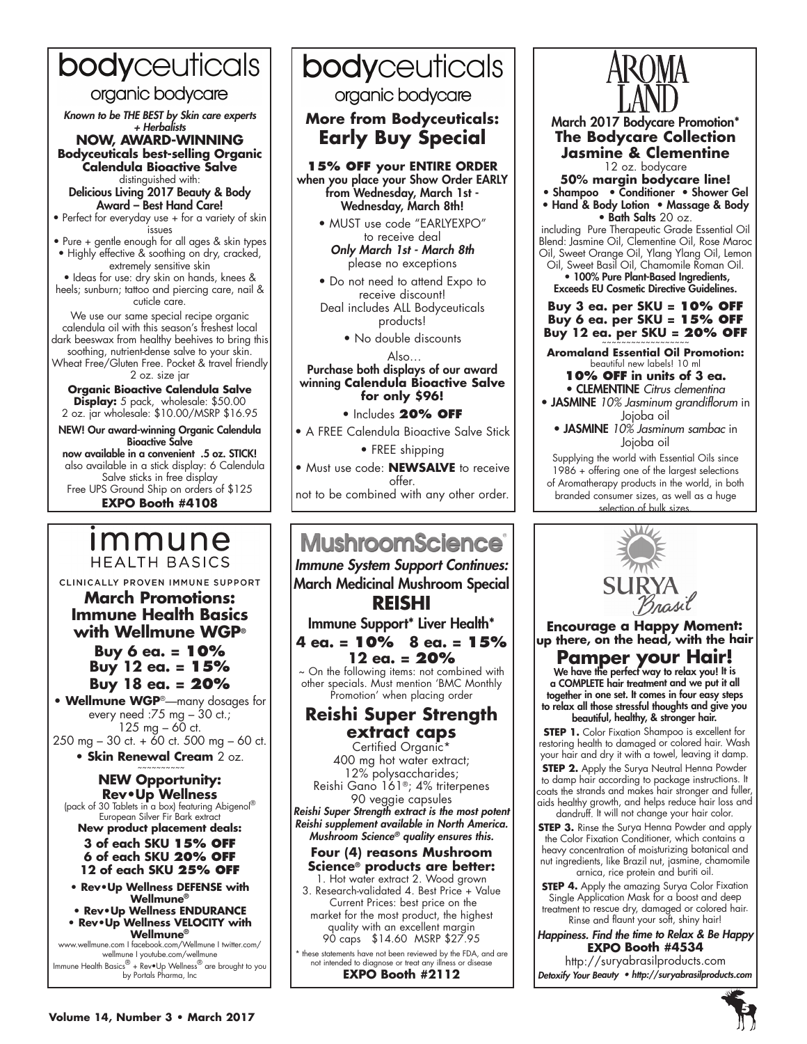# bodyceuticals

organic bodycare

*Known to be THE BEST by Skin care experts + Herbalists*

## NOW, AWARD-WINNING

**Bodyceuticals best-selling Organic Calendula Bioactive Salve**

distinguished with:

**Delicious Living 2017 Beauty & Body Award – Best Hand Care!**

- Perfect for everyday use + for a variety of skin issues
- Pure + gentle enough for all ages & skin types
- Highly effective & soothing on dry, cracked, extremely sensitive skin
- Ideas for use: dry skin on hands, knees & heels; sunburn; tattoo and piercing care, nail & cuticle care.

We use our same special recipe organic calendula oil with this season's freshest local dark beeswax from healthy beehives to bring this soothing, nutrient-dense salve to your skin. Wheat Free/Gluten Free. Pocket & travel friendly 2 oz. size jar

**Organic Bioactive Calendula Salve Display:** *5 pack,* wholesale: $50.00
2 oz. jar wholesale: $10.00/MSRP $16.95

**NEW! Our award-winning Organic Calendula Bioactive Salve now available in a convenient .5 oz. STICK!**
also available in a stick display: 6 Calendula Salve sticks in free display
Free UPS Ground Ship on orders of $125

**EXPO Booth #4108**

---

# bodyceuticals

organic bodycare

## More from Bodyceuticals: Early Buy Special

**15% OFF your ENTIRE ORDER when you place your Show Order EARLY from Wednesday, March 1st - Wednesday, March 8th!**

- MUST use code "EARLYEXPO" to receive deal
  *Only March 1st - March 8th*
  please no exceptions
- Do not need to attend Expo to receive discount!
  Deal includes ALL Bodyceuticals products!
- No double discounts

Also…

**Purchase both displays of our award winning Calendula Bioactive Salve for only $96!**

- Includes **20% OFF**
- A FREE Calendula Bioactive Salve Stick
- FREE shipping
- Must use code: **NEWSALVE** to receive offer.

not to be combined with any other order.

---

# AROMA LAND

**March 2017 Bodycare Promotion\***

## The Bodycare Collection Jasmine & Clementine

12 oz. bodycare

**50% margin bodycare line!**

- **Shampoo**
- **Conditioner**
- **Shower Gel**
- **Hand & Body Lotion**
- **Massage & Body**
- **Bath Salts** 20 oz.

including Pure Therapeutic Grade Essential Oil Blend: Jasmine Oil, Clementine Oil, Rose Maroc Oil, Sweet Orange Oil, Ylang Ylang Oil, Lemon Oil, Sweet Basil Oil, Chamomile Roman Oil.

**• 100% Pure Plant-Based Ingredients, Exceeds EU Cosmetic Directive Guidelines.**

**Buy 3 ea. per SKU = 10% OFF**
**Buy 6 ea. per SKU = 15% OFF**
**Buy 12 ea. per SKU = 20% OFF**

~~~~~~~~~~~~~~~~~~

**Aromaland Essential Oil Promotion:**
beautiful new labels! 10 ml

**10% OFF in units of 3 ea.**

- **CLEMENTINE** *Citrus clementina*
- **JASMINE** *10% Jasminum grandiflorum* in Jojoba oil
- **JASMINE** *10% Jasminum sambac* in Jojoba oil

Supplying the world with Essential Oils since 1986 + offering one of the largest selections of Aromatherapy products in the world, in both branded consumer sizes, as well as a huge selection of bulk sizes.

---

# immune HEALTH BASICS

CLINICALLY PROVEN IMMUNE SUPPORT

## March Promotions: Immune Health Basics with Wellmune WGP®

**Buy 6 ea. = 10%**
**Buy 12 ea. = 15%**
**Buy 18 ea. = 20%**

- **Wellmune WGP**®—many dosages for every need :75 mg – 30 ct.; 125 mg – 60 ct. 250 mg – 30 ct. + 60 ct. 500 mg – 60 ct.
- **Skin Renewal Cream** 2 oz.

~~~~~~~~~~

### NEW Opportunity: Rev•Up Wellness

(pack of 30 Tablets in a box) featuring Abigenol® European Silver Fir Bark extract

**New product placement deals:**

**3 of each SKU 15% OFF**
**6 of each SKU 20% OFF**
**12 of each SKU 25% OFF**

- **Rev•Up Wellness DEFENSE with Wellmune®**
- **Rev•Up Wellness ENDURANCE**
- **Rev•Up Wellness VELOCITY with Wellmune®**

www.wellmune.com I facebook.com/Wellmune I twitter.com/wellmune I youtube.com/wellmune

Immune Health Basics® + Rev•Up Wellness® are brought to you by Portals Pharma, Inc

---

# MushroomScience®

*Immune System Support Continues:*

**March Medicinal Mushroom Special**

## REISHI

Immune Support\* Liver Health\*

**4 ea. = 10% 8 ea. = 15% 12 ea. = 20%**

~ On the following items: not combined with other specials. Must mention 'BMC Monthly Promotion' when placing order

## Reishi Super Strength extract caps

Certified Organic\*
400 mg hot water extract;
12% polysaccharides;
Reishi Gano 161®; 4% triterpenes
90 veggie capsules

*Reishi Super Strength extract is the most potent Reishi supplement available in North America. Mushroom Science® quality ensures this.*

**Four (4) reasons Mushroom Science® products are better:**

1. Hot water extract 2. Wood grown 3. Research-validated 4. Best Price + Value

Current Prices: best price on the market for the most product, the highest quality with an excellent margin
90 caps $14.60 MSRP $27.95

\* these statements have not been reviewed by the FDA, and are not intended to diagnose or treat any illness or disease

**EXPO Booth #2112**

---

# SURYA Brasil

## Encourage a Happy Moment: up there, on the head, with the hair

## Pamper your Hair!

**We have the perfect way to relax you! It is a COMPLETE hair treatment and we put it all together in one set. It comes in four easy steps to relax all those stressful thoughts and give you beautiful, healthy, & stronger hair.**

**STEP 1.** Color Fixation Shampoo is excellent for restoring health to damaged or colored hair. Wash your hair and dry it with a towel, leaving it damp.

**STEP 2.** Apply the Surya Neutral Henna Powder to damp hair according to package instructions. It coats the strands and makes hair stronger and fuller, aids healthy growth, and helps reduce hair loss and dandruff. It will not change your hair color.

**STEP 3.** Rinse the Surya Henna Powder and apply the Color Fixation Conditioner, which contains a heavy concentration of moisturizing botanical and nut ingredients, like Brazil nut, jasmine, chamomile arnica, rice protein and buriti oil.

**STEP 4.** Apply the amazing Surya Color Fixation Single Application Mask for a boost and deep treatment to rescue dry, damaged or colored hair. Rinse and flaunt your soft, shiny hair!

*Happiness. Find the time to Relax & Be Happy*

**EXPO Booth #4534**

http://suryabrasilproducts.com

*Detoxify Your Beauty • http://suryabrasilproducts.com*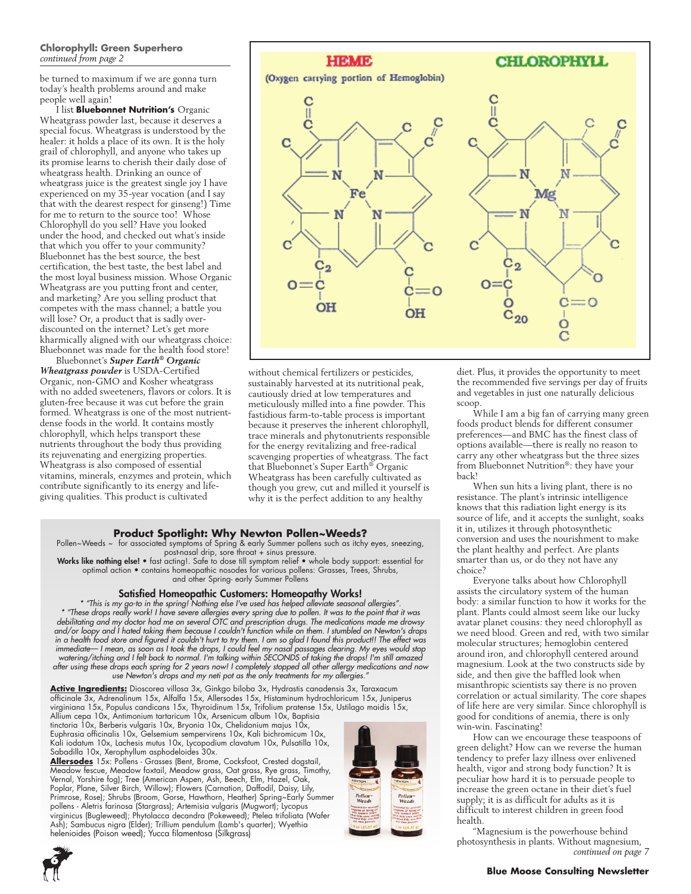**Chlorophyll: Green Superhero**
*continued from page 2*

be turned to maximum if we are gonna turn today's health problems around and make people well again!

I list **Bluebonnet Nutrition's** Organic Wheatgrass powder last, because it deserves a special focus. Wheatgrass is understood by the healer: it holds a place of its own. It is the holy grail of chlorophyll, and anyone who takes up its promise learns to cherish their daily dose of wheatgrass health. Drinking an ounce of wheatgrass juice is the greatest single joy I have experienced on my 35-year vocation (and I say that with the dearest respect for ginseng!) Time for me to return to the source too! Whose Chlorophyll do you sell? Have you looked under the hood, and checked out what's inside that which you offer to your community? Bluebonnet has the best source, the best certification, the best taste, the best label and the most loyal business mission. Whose Organic Wheatgrass are you putting front and center, and marketing? Are you selling product that competes with the mass channel; a battle you will lose? Or, a product that is sadly over-discounted on the internet? Let's get more kharmically aligned with our wheatgrass choice: Bluebonnet was made for the health food store!

Bluebonnet's ***Super Earth® Organic Wheatgrass powder*** is USDA-Certified Organic, non-GMO and Kosher wheatgrass with no added sweeteners, flavors or colors. It is gluten-free because it was cut before the grain formed. Wheatgrass is one of the most nutrient-dense foods in the world. It contains mostly chlorophyll, which helps transport these nutrients throughout the body thus providing its rejuvenating and energizing properties. Wheatgrass is also composed of essential vitamins, minerals, enzymes and protein, which contribute significantly to its energy and life-giving qualities. This product is cultivated without chemical fertilizers or pesticides, sustainably harvested at its nutritional peak, cautiously dried at low temperatures and meticulously milled into a fine powder. This fastidious farm-to-table process is important because it preserves the inherent chlorophyll, trace minerals and phytonutrients responsible for the energy revitalizing and free-radical scavenging properties of wheatgrass. The fact that Bluebonnet's Super Earth® Organic Wheatgrass has been carefully cultivated as though you grew, cut and milled it yourself is why it is the perfect addition to any healthy diet. Plus, it provides the opportunity to meet the recommended five servings per day of fruits and vegetables in just one naturally delicious scoop.

While I am a big fan of carrying many green foods product blends for different consumer preferences—and BMC has the finest class of options available—there is really no reason to carry any other wheatgrass but the three sizes from Bluebonnet Nutrition®: they have your back!

When sun hits a living plant, there is no resistance. The plant's intrinsic intelligence knows that this radiation light energy is its source of life, and it accepts the sunlight, soaks it in, utilizes it through photosynthetic conversion and uses the nourishment to make the plant healthy and perfect. Are plants smarter than us, or do they not have any choice?

Everyone talks about how Chlorophyll assists the circulatory system of the human body: a similar function to how it works for the plant. Plants could almost seem like our lucky avatar planet cousins: they need chlorophyll as we need blood. Green and red, with two similar molecular structures; hemoglobin centered around iron, and chlorophyll centered around magnesium. Look at the two constructs side by side, and then give the baffled look when misanthropic scientists say there is no proven correlation or actual similarity. The core shapes of life here are very similar. Since chlorophyll is good for conditions of anemia, there is only win-win. Fascinating!

How can we encourage these teaspoons of green delight? How can we reverse the human tendency to prefer lazy illness over enlivened health, vigor and strong body function? It is peculiar how hard it is to persuade people to increase the green octane in their diet's fuel supply; it is as difficult for adults as it is difficult to interest children in green food health.

"Magnesium is the powerhouse behind photosynthesis in plants. Without magnesium,

*continued on page 7*

## Product Spotlight: Why Newton Pollen~Weeds?

Pollen~Weeds ~ for associated symptoms of Spring & early Summer pollens such as itchy eyes, sneezing, post-nasal drip, sore throat + sinus pressure.

**Works like nothing else!** • fast acting!. Safe to dose till symptom relief • whole body support: essential for optimal action • contains homeopathic nosodes for various pollens: Grasses, Trees, Shrubs, and other Spring- early Summer Pollens

### Satisfied Homeopathic Customers: Homeopathy Works!

* *"This is my go-to in the spring! Nothing else I've used has helped alleviate seasonal allergies".*

* *"These drops really work! I have severe allergies every spring due to pollen. It was to the point that it was debilitating and my doctor had me on several OTC and prescription drugs. The medications made me drowsy and/or loopy and I hated taking them because I couldn't function while on them. I stumbled on Newton's drops in a health food store and figured it couldn't hurt to try them. I am so glad I found this product!! The effect was immediate— I mean, as soon as I took the drops, I could feel my nasal passages clearing. My eyes would stop watering/itching and I felt back to normal. I'm talking within SECONDS of taking the drops! I'm still amazed after using these drops each spring for 2 years now! I completely stopped all other allergy medications and now use Newton's drops and my neti pot as the only treatments for my allergies."*

**Active Ingredients:** Dioscorea villosa 3x, Ginkgo biloba 3x, Hydrastis canadensis 3x, Taraxacum officinale 3x, Adrenalinum 15x, Alfalfa 15x, Allersodes 15x, Histaminum hydrochloricum 15x, Juniperus virginiana 15x, Populus candicans 15x, Thyroidinum 15x, Trifolium pratense 15x, Ustilago maidis 15x, Allium cepa 10x, Antimonium tartaricum 10x, Arsenicum album 10x, Baptisia tinctoria 10x, Berberis vulgaris 10x, Bryonia 10x, Chelidonium majus 10x, Euphrasia officinalis 10x, Gelsemium sempervirens 10x, Kali bichromicum 10x, Kali iodatum 10x, Lachesis mutus 10x, Lycopodium clavatum 10x, Pulsatilla 10x, Sabadilla 10x, Xerophyllum asphodeloides 30x.

**Allersodes** 15x: Pollens - Grasses (Bent, Brome, Cocksfoot, Crested dogstail, Meadow fescue, Meadow foxtail, Meadow grass, Oat grass, Rye grass, Timothy, Vernal, Yorshire fog); Tree (American Aspen, Ash, Beech, Elm, Hazel, Oak, Poplar, Plane, Silver Birch, Willow); Flowers (Carnation, Daffodil, Daisy, Lily, Primrose, Rose); Shrubs (Broom, Gorse, Hawthorn, Heather) Spring~Early Summer pollens - Aletris farinosa (Stargrass); Artemisia vulgaris (Mugwort); Lycopus virginicus (Bugleweed); Phytolacca decandra (Pokeweed); Ptelea trifoliata (Wafer Ash); Sambucus nigra (Elder); Trillium pendulum (Lamb's quarter); Wyethia helenioides (Poison weed); Yucca filamentosa (Silkgrass)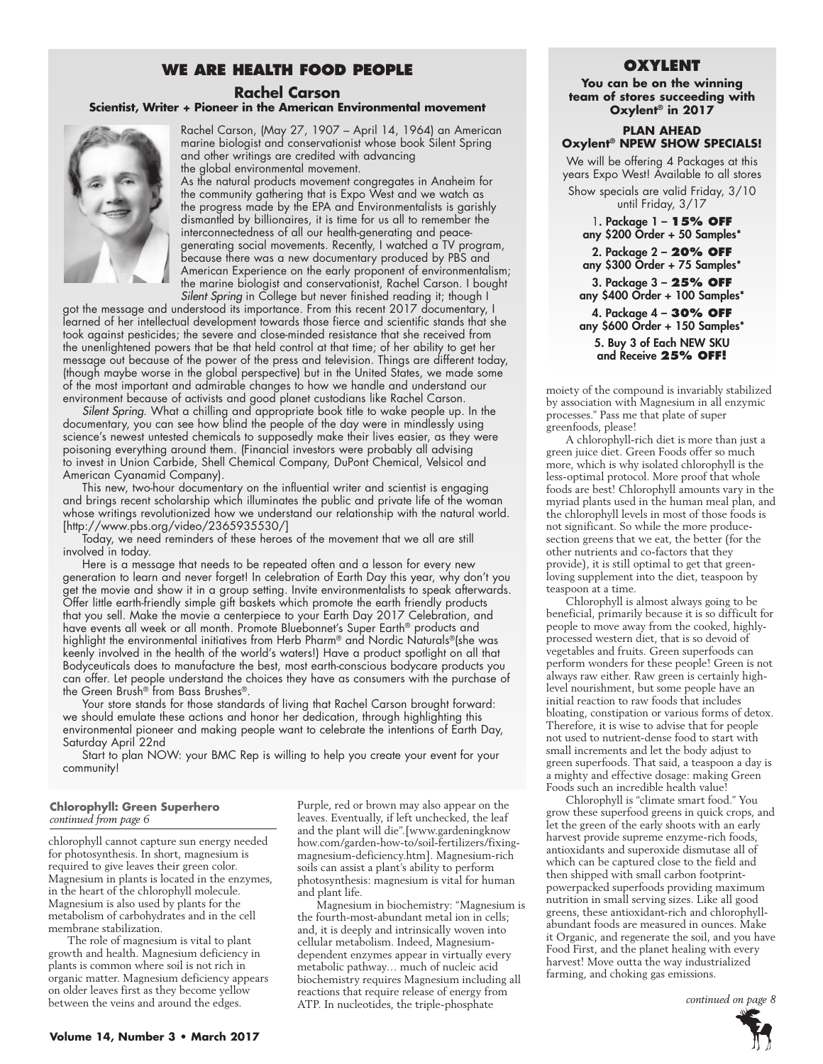## WE ARE HEALTH FOOD PEOPLE

### Rachel Carson

**Scientist, Writer + Pioneer in the American Environmental movement**

Rachel Carson, (May 27, 1907 – April 14, 1964) an American marine biologist and conservationist whose book Silent Spring and other writings are credited with advancing the global environmental movement.

As the natural products movement congregates in Anaheim for the community gathering that is Expo West and we watch as the progress made by the EPA and Environmentalists is garishly dismantled by billionaires, it is time for us all to remember the interconnectedness of all our health-generating and peace-generating social movements. Recently, I watched a TV program, because there was a new documentary produced by PBS and American Experience on the early proponent of environmentalism; the marine biologist and conservationist, Rachel Carson. I bought *Silent Spring* in College but never finished reading it; though I got the message and understood its importance. From this recent 2017 documentary, I learned of her intellectual development towards those fierce and scientific stands that she took against pesticides; the severe and close-minded resistance that she received from the unenlightened powers that be that held control at that time; of her ability to get her message out because of the power of the press and television. Things are different today, (though maybe worse in the global perspective) but in the United States, we made some of the most important and admirable changes to how we handle and understand our environment because of activists and good planet custodians like Rachel Carson.

*Silent Spring.* What a chilling and appropriate book title to wake people up. In the documentary, you can see how blind the people of the day were in mindlessly using science's newest untested chemicals to supposedly make their lives easier, as they were poisoning everything around them. (Financial investors were probably all advising to invest in Union Carbide, Shell Chemical Company, DuPont Chemical, Velsicol and American Cyanamid Company).

This new, two-hour documentary on the influential writer and scientist is engaging and brings recent scholarship which illuminates the public and private life of the woman whose writings revolutionized how we understand our relationship with the natural world. [http://www.pbs.org/video/2365935530/]

Today, we need reminders of these heroes of the movement that we all are still involved in today.

Here is a message that needs to be repeated often and a lesson for every new generation to learn and never forget! In celebration of Earth Day this year, why don't you get the movie and show it in a group setting. Invite environmentalists to speak afterwards. Offer little earth-friendly simple gift baskets which promote the earth friendly products that you sell. Make the movie a centerpiece to your Earth Day 2017 Celebration, and have events all week or all month. Promote Bluebonnet's Super Earth® products and highlight the environmental initiatives from Herb Pharm® and Nordic Naturals®(she was keenly involved in the health of the world's waters!) Have a product spotlight on all that Bodyceuticals does to manufacture the best, most earth-conscious bodycare products you can offer. Let people understand the choices they have as consumers with the purchase of the Green Brush® from Bass Brushes®.

Your store stands for those standards of living that Rachel Carson brought forward: we should emulate these actions and honor her dedication, through highlighting this environmental pioneer and making people want to celebrate the intentions of Earth Day, Saturday April 22nd

Start to plan NOW: your BMC Rep is willing to help you create your event for your community!

## OXYLENT

**You can be on the winning team of stores succeeding with Oxylent® in 2017**

**PLAN AHEAD**
**Oxylent® NPEW SHOW SPECIALS!**

We will be offering 4 Packages at this years Expo West! Available to all stores

Show specials are valid Friday, 3/10 until Friday, 3/17

1. **Package 1 – 15% OFF** any $200 Order + 50 Samples*
2. **Package 2 – 20% OFF** any $300 Order + 75 Samples*
3. **Package 3 – 25% OFF** any $400 Order + 100 Samples*
4. **Package 4 – 30% OFF** any $600 Order + 150 Samples*
5. **Buy 3 of Each NEW SKU and Receive 25% OFF!**

**Chlorophyll: Green Superhero**
*continued from page 6*

chlorophyll cannot capture sun energy needed for photosynthesis. In short, magnesium is required to give leaves their green color. Magnesium in plants is located in the enzymes, in the heart of the chlorophyll molecule. Magnesium is also used by plants for the metabolism of carbohydrates and in the cell membrane stabilization.

The role of magnesium is vital to plant growth and health. Magnesium deficiency in plants is common where soil is not rich in organic matter. Magnesium deficiency appears on older leaves first as they become yellow between the veins and around the edges. Purple, red or brown may also appear on the leaves. Eventually, if left unchecked, the leaf and the plant will die".[www.gardeningknowhow.com/garden-how-to/soil-fertilizers/fixing-magnesium-deficiency.htm]. Magnesium-rich soils can assist a plant's ability to perform photosynthesis: magnesium is vital for human and plant life.

Magnesium in biochemistry: "Magnesium is the fourth-most-abundant metal ion in cells; and, it is deeply and intrinsically woven into cellular metabolism. Indeed, Magnesium-dependent enzymes appear in virtually every metabolic pathway… much of nucleic acid biochemistry requires Magnesium including all reactions that require release of energy from ATP. In nucleotides, the triple-phosphate moiety of the compound is invariably stabilized by association with Magnesium in all enzymic processes." Pass me that plate of super greenfoods, please!

A chlorophyll-rich diet is more than just a green juice diet. Green Foods offer so much more, which is why isolated chlorophyll is the less-optimal protocol. More proof that whole foods are best! Chlorophyll amounts vary in the myriad plants used in the human meal plan, and the chlorophyll levels in most of those foods is not significant. So while the more produce-section greens that we eat, the better (for the other nutrients and co-factors that they provide), it is still optimal to get that green-loving supplement into the diet, teaspoon by teaspoon at a time.

Chlorophyll is almost always going to be beneficial, primarily because it is so difficult for people to move away from the cooked, highly-processed western diet, that is so devoid of vegetables and fruits. Green superfoods can perform wonders for these people! Green is not always raw either. Raw green is certainly high-level nourishment, but some people have an initial reaction to raw foods that includes bloating, constipation or various forms of detox. Therefore, it is wise to advise that for people not used to nutrient-dense food to start with small increments and let the body adjust to green superfoods. That said, a teaspoon a day is a mighty and effective dosage: making Green Foods such an incredible health value!

Chlorophyll is "climate smart food." You grow these superfood greens in quick crops, and let the green of the early shoots with an early harvest provide supreme enzyme-rich foods, antioxidants and superoxide dismutase all of which can be captured close to the field and then shipped with small carbon footprint-powerpacked superfoods providing maximum nutrition in small serving sizes. Like all good greens, these antioxidant-rich and chlorophyll-abundant foods are measured in ounces. Make it Organic, and regenerate the soil, and you have Food First, and the planet healing with every harvest! Move outta the way industrialized farming, and choking gas emissions.

*continued on page 8*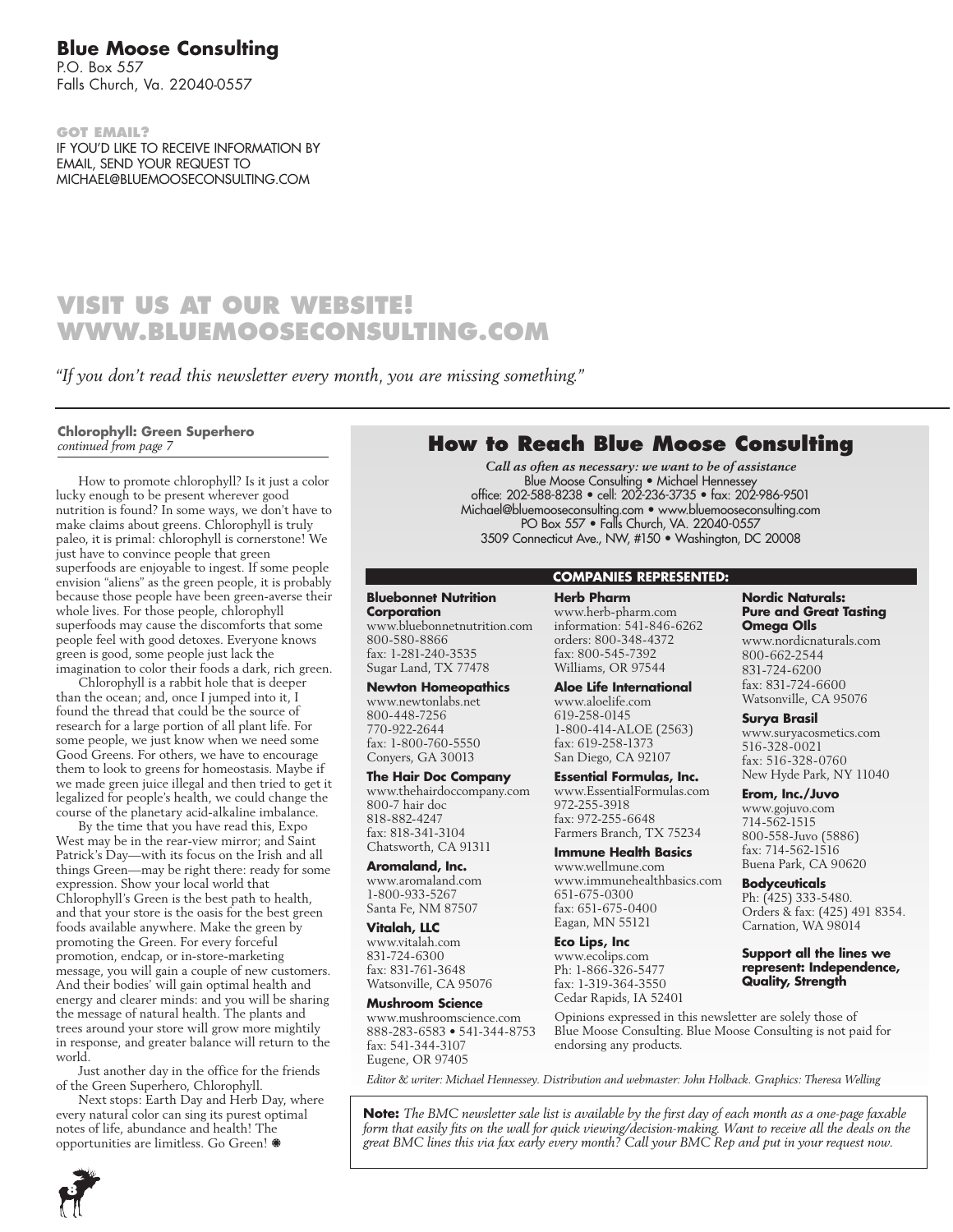**Blue Moose Consulting**
P.O. Box 557
Falls Church, Va. 22040-0557

**GOT EMAIL?**
IF YOU'D LIKE TO RECEIVE INFORMATION BY EMAIL, SEND YOUR REQUEST TO MICHAEL@BLUEMOOSECONSULTING.COM

## VISIT US AT OUR WEBSITE! WWW.BLUEMOOSECONSULTING.COM

*"If you don't read this newsletter every month, you are missing something."*

**Chlorophyll: Green Superhero**
*continued from page 7*

How to promote chlorophyll? Is it just a color lucky enough to be present wherever good nutrition is found? In some ways, we don't have to make claims about greens. Chlorophyll is truly paleo, it is primal: chlorophyll is cornerstone! We just have to convince people that green superfoods are enjoyable to ingest. If some people envision "aliens" as the green people, it is probably because those people have been green-averse their whole lives. For those people, chlorophyll superfoods may cause the discomforts that some people feel with good detoxes. Everyone knows green is good, some people just lack the imagination to color their foods a dark, rich green.

Chlorophyll is a rabbit hole that is deeper than the ocean; and, once I jumped into it, I found the thread that could be the source of research for a large portion of all plant life. For some people, we just know when we need some Good Greens. For others, we have to encourage them to look to greens for homeostasis. Maybe if we made green juice illegal and then tried to get it legalized for people's health, we could change the course of the planetary acid-alkaline imbalance.

By the time that you have read this, Expo West may be in the rear-view mirror; and Saint Patrick's Day—with its focus on the Irish and all things Green—may be right there: ready for some expression. Show your local world that Chlorophyll's Green is the best path to health, and that your store is the oasis for the best green foods available anywhere. Make the green by promoting the Green. For every forceful promotion, endcap, or in-store-marketing message, you will gain a couple of new customers. And their bodies' will gain optimal health and energy and clearer minds: and you will be sharing the message of natural health. The plants and trees around your store will grow more mightily in response, and greater balance will return to the world.

Just another day in the office for the friends of the Green Superhero, Chlorophyll.

Next stops: Earth Day and Herb Day, where every natural color can sing its purest optimal notes of life, abundance and health! The opportunities are limitless. Go Green! ❋

## How to Reach Blue Moose Consulting

***Call as often as necessary: we want to be of assistance***
Blue Moose Consulting • Michael Hennessey
office: 202-588-8238 • cell: 202-236-3735 • fax: 202-986-9501
Michael@bluemooseconsulting.com • www.bluemooseconsulting.com
PO Box 557 • Falls Church, VA. 22040-0557
3509 Connecticut Ave., NW, #150 • Washington, DC 20008

### COMPANIES REPRESENTED:

**Bluebonnet Nutrition Corporation**
www.bluebonnetnutrition.com
800-580-8866
fax: 1-281-240-3535
Sugar Land, TX 77478

**Newton Homeopathics**
www.newtonlabs.net
800-448-7256
770-922-2644
fax: 1-800-760-5550
Conyers, GA 30013

**The Hair Doc Company**
www.thehairdoccompany.com
800-7 hair doc
818-882-4247
fax: 818-341-3104
Chatsworth, CA 91311

**Aromaland, Inc.**
www.aromaland.com
1-800-933-5267
Santa Fe, NM 87507

**Vitalah, LLC**
www.vitalah.com
831-724-6300
fax: 831-761-3648
Watsonville, CA 95076

**Mushroom Science**
www.mushroomscience.com
888-283-6583 • 541-344-8753
fax: 541-344-3107
Eugene, OR 97405

**Herb Pharm**
www.herb-pharm.com
information: 541-846-6262
orders: 800-348-4372
fax: 800-545-7392
Williams, OR 97544

**Aloe Life International**
www.aloelife.com
619-258-0145
1-800-414-ALOE (2563)
fax: 619-258-1373
San Diego, CA 92107

**Essential Formulas, Inc.**
www.EssentialFormulas.com
972-255-3918
fax: 972-255-6648
Farmers Branch, TX 75234

**Immune Health Basics**
www.wellmune.com
www.immunehealthbasics.com
651-675-0300
fax: 651-675-0400
Eagan, MN 55121

**Eco Lips, Inc**
www.ecolips.com
Ph: 1-866-326-5477
fax: 1-319-364-3550
Cedar Rapids, IA 52401

**Nordic Naturals: Pure and Great Tasting Omega OIls**
www.nordicnaturals.com
800-662-2544
831-724-6200
fax: 831-724-6600
Watsonville, CA 95076

**Surya Brasil**
www.suryacosmetics.com
516-328-0021
fax: 516-328-0760
New Hyde Park, NY 11040

**Erom, Inc./Juvo**
www.gojuvo.com
714-562-1515
800-558-Juvo (5886)
fax: 714-562-1516
Buena Park, CA 90620

**Bodyceuticals**
Ph: (425) 333-5480.
Orders & fax: (425) 491 8354.
Carnation, WA 98014

**Support all the lines we represent: Independence, Quality, Strength**

Opinions expressed in this newsletter are solely those of Blue Moose Consulting. Blue Moose Consulting is not paid for endorsing any products.

*Editor & writer: Michael Hennessey. Distribution and webmaster: John Holback. Graphics: Theresa Welling*

**Note:** *The BMC newsletter sale list is available by the first day of each month as a one-page faxable form that easily fits on the wall for quick viewing/decision-making. Want to receive all the deals on the great BMC lines via fax early every month? Call your BMC Rep and put in your request now.*